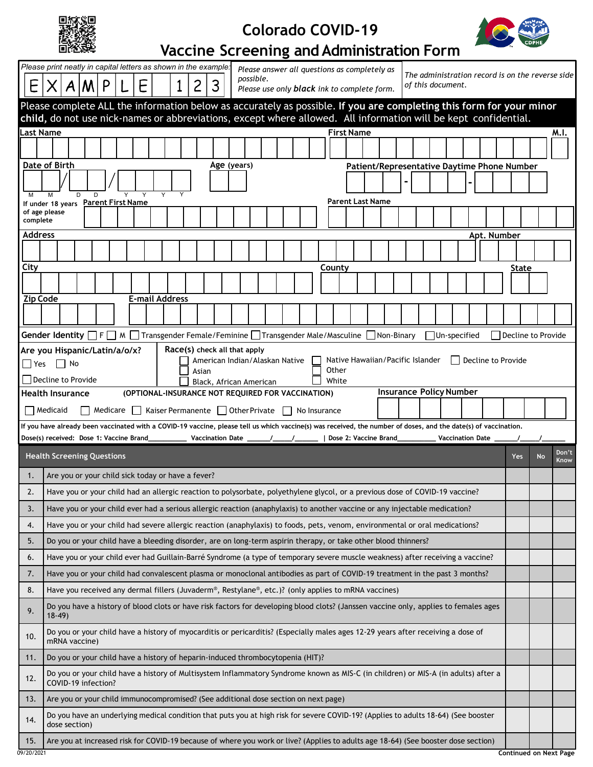# Colorado COVID-19 Vaccine Screening and Administration Form

*Please print neatly in capital letters as shown in the example:* E X A M P L E 1 2 3

*Please answer all questions as completely as possible.*
*Please use only **black** ink to complete form.*

*The administration record is on the reverse side of this document.*

**Please complete ALL the information below as accurately as possible. If you are completing this form for your minor child,** do not use nick-names or abbreviations, except where allowed. All information will be kept confidential.

**Last Name** | **First Name** | **M.I.**

**Date of Birth** (M M / D D / Y Y Y Y) | **Age** (years) | **Patient/Representative Daytime Phone Number**

If under 18 years of age please complete: **Parent First Name** | **Parent Last Name**

**Address** | **Apt. Number**

**City** | **County** | **State**

**Zip Code** | **E-mail Address**

**Gender Identity** ☐ F ☐ M ☐ Transgender Female/Feminine ☐ Transgender Male/Masculine ☐ Non-Binary ☐ Un-specified ☐ Decline to Provide

**Are you Hispanic/Latin/a/o/x?** ☐ Yes ☐ No ☐ Decline to Provide

**Race(s)** check all that apply: ☐ American Indian/Alaskan Native ☐ Asian ☐ Black, African American ☐ Native Hawaiian/Pacific Islander ☐ Other ☐ White ☐ Decline to Provide

**Health Insurance** (OPTIONAL-INSURANCE NOT REQUIRED FOR VACCINATION): ☐ Medicaid ☐ Medicare ☐ Kaiser Permanente ☐ Other Private ☐ No Insurance

**Insurance Policy Number**

**If you have already been vaccinated with a COVID-19 vaccine, please tell us which vaccine(s) was received, the number of doses, and the date(s) of vaccination.**

Dose(s) received: Dose 1: Vaccine Brand__________ Vaccination Date ______/_____/______ | Dose 2: Vaccine Brand__________ Vaccination Date ______/_____/______

| | Health Screening Questions | Yes | No | Don't Know |
|---|---|---|---|---|
| 1. | Are you or your child sick today or have a fever? | | | |
| 2. | Have you or your child had an allergic reaction to polysorbate, polyethylene glycol, or a previous dose of COVID-19 vaccine? | | | |
| 3. | Have you or your child ever had a serious allergic reaction (anaphylaxis) to another vaccine or any injectable medication? | | | |
| 4. | Have you or your child had severe allergic reaction (anaphylaxis) to foods, pets, venom, environmental or oral medications? | | | |
| 5. | Do you or your child have a bleeding disorder, are on long-term aspirin therapy, or take other blood thinners? | | | |
| 6. | Have you or your child ever had Guillain-Barré Syndrome (a type of temporary severe muscle weakness) after receiving a vaccine? | | | |
| 7. | Have you or your child had convalescent plasma or monoclonal antibodies as part of COVID-19 treatment in the past 3 months? | | | |
| 8. | Have you received any dermal fillers (Juvaderm®, Restylane®, etc.)? (only applies to mRNA vaccines) | | | |
| 9. | Do you have a history of blood clots or have risk factors for developing blood clots? (Janssen vaccine only, applies to females ages 18-49) | | | |
| 10. | Do you or your child have a history of myocarditis or pericarditis? (Especially males ages 12-29 years after receiving a dose of mRNA vaccine) | | | |
| 11. | Do you or your child have a history of heparin-induced thrombocytopenia (HIT)? | | | |
| 12. | Do you or your child have a history of Multisystem Inflammatory Syndrome known as MIS-C (in children) or MIS-A (in adults) after a COVID-19 infection? | | | |
| 13. | Are you or your child immunocompromised? (See additional dose section on next page) | | | |
| 14. | Do you have an underlying medical condition that puts you at high risk for severe COVID-19? (Applies to adults 18-64) (See booster dose section) | | | |
| 15. | Are you at increased risk for COVID-19 because of where you work or live? (Applies to adults age 18-64) (See booster dose section) | | | |

09/20/2021

**Continued on Next Page**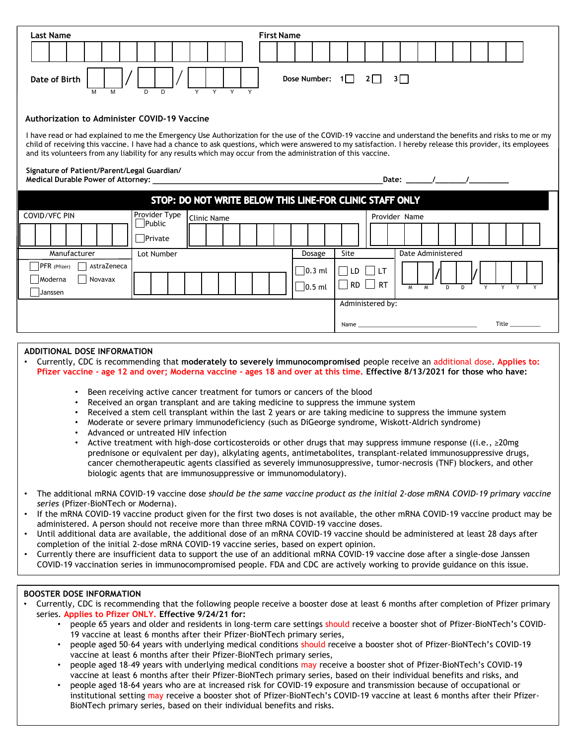| Last Name | First Name |
|---|---|
| | |

Date of Birth ☐☐ / ☐☐ / ☐☐☐☐ (M M / D D / Y Y Y Y)

Dose Number: 1☐ 2☐ 3☐

**Authorization to Administer COVID-19 Vaccine**

I have read or had explained to me the Emergency Use Authorization for the use of the COVID-19 vaccine and understand the benefits and risks to me or my child of receiving this vaccine. I have had a chance to ask questions, which were answered to my satisfaction. I hereby release this provider, its employees and its volunteers from any liability for any results which may occur from the administration of this vaccine.

**Signature of Patient/Parent/Legal Guardian/ Medical Durable Power of Attorney:** ______________________________ **Date:** ______/_______/_________

**STOP: DO NOT WRITE BELOW THIS LINE-FOR CLINIC STAFF ONLY**

| COVID/VFC PIN | Provider Type | Clinic Name | Provider Name |
|---|---|---|---|
| | ☐Public ☐Private | | |

| Manufacturer | Lot Number | Dosage | Site | Date Administered |
|---|---|---|---|---|
| ☐PFR (Pfizer) ☐AstraZeneca ☐Moderna ☐Novavax ☐Janssen | | ☐0.3 ml ☐0.5 ml | ☐LD ☐LT ☐RD ☐RT | ☐☐ / ☐☐ / ☐☐☐☐ (M M / D D / Y Y Y Y) |
| | | | Administered by: Name ______________ Title ________ | |

## ADDITIONAL DOSE INFORMATION

- Currently, CDC is recommending that **moderately to severely immunocompromised** people receive an additional dose. **Applies to: Pfizer vaccine - age 12 and over; Moderna vaccine - ages 18 and over at this time. Effective 8/13/2021 for those who have:**
  - Been receiving active cancer treatment for tumors or cancers of the blood
  - Received an organ transplant and are taking medicine to suppress the immune system
  - Received a stem cell transplant within the last 2 years or are taking medicine to suppress the immune system
  - Moderate or severe primary immunodeficiency (such as DiGeorge syndrome, Wiskott-Aldrich syndrome)
  - Advanced or untreated HIV infection
  - Active treatment with high-dose corticosteroids or other drugs that may suppress immune response ((i.e., ≥20mg prednisone or equivalent per day), alkylating agents, antimetabolites, transplant-related immunosuppressive drugs, cancer chemotherapeutic agents classified as severely immunosuppressive, tumor-necrosis (TNF) blockers, and other biologic agents that are immunosuppressive or immunomodulatory).
- The additional mRNA COVID-19 vaccine dose *should be the same vaccine product as the initial 2-dose mRNA COVID-19 primary vaccine series* (Pfizer-BioNTech or Moderna).
- If the mRNA COVID-19 vaccine product given for the first two doses is not available, the other mRNA COVID-19 vaccine product may be administered. A person should not receive more than three mRNA COVID-19 vaccine doses.
- Until additional data are available, the additional dose of an mRNA COVID-19 vaccine should be administered at least 28 days after completion of the initial 2-dose mRNA COVID-19 vaccine series, based on expert opinion.
- Currently there are insufficient data to support the use of an additional mRNA COVID-19 vaccine dose after a single-dose Janssen COVID-19 vaccination series in immunocompromised people. FDA and CDC are actively working to provide guidance on this issue.

## BOOSTER DOSE INFORMATION

- Currently, CDC is recommending that the following people receive a booster dose at least 6 months after completion of Pfizer primary series. **Applies to Pfizer ONLY. Effective 9/24/21 for:**
  - people 65 years and older and residents in long-term care settings should receive a booster shot of Pfizer-BioNTech's COVID-19 vaccine at least 6 months after their Pfizer-BioNTech primary series,
  - people aged 50–64 years with underlying medical conditions should receive a booster shot of Pfizer-BioNTech's COVID-19 vaccine at least 6 months after their Pfizer-BioNTech primary series,
  - people aged 18–49 years with underlying medical conditions may receive a booster shot of Pfizer-BioNTech's COVID-19 vaccine at least 6 months after their Pfizer-BioNTech primary series, based on their individual benefits and risks, and
  - people aged 18-64 years who are at increased risk for COVID-19 exposure and transmission because of occupational or institutional setting may receive a booster shot of Pfizer-BioNTech's COVID-19 vaccine at least 6 months after their Pfizer-BioNTech primary series, based on their individual benefits and risks.